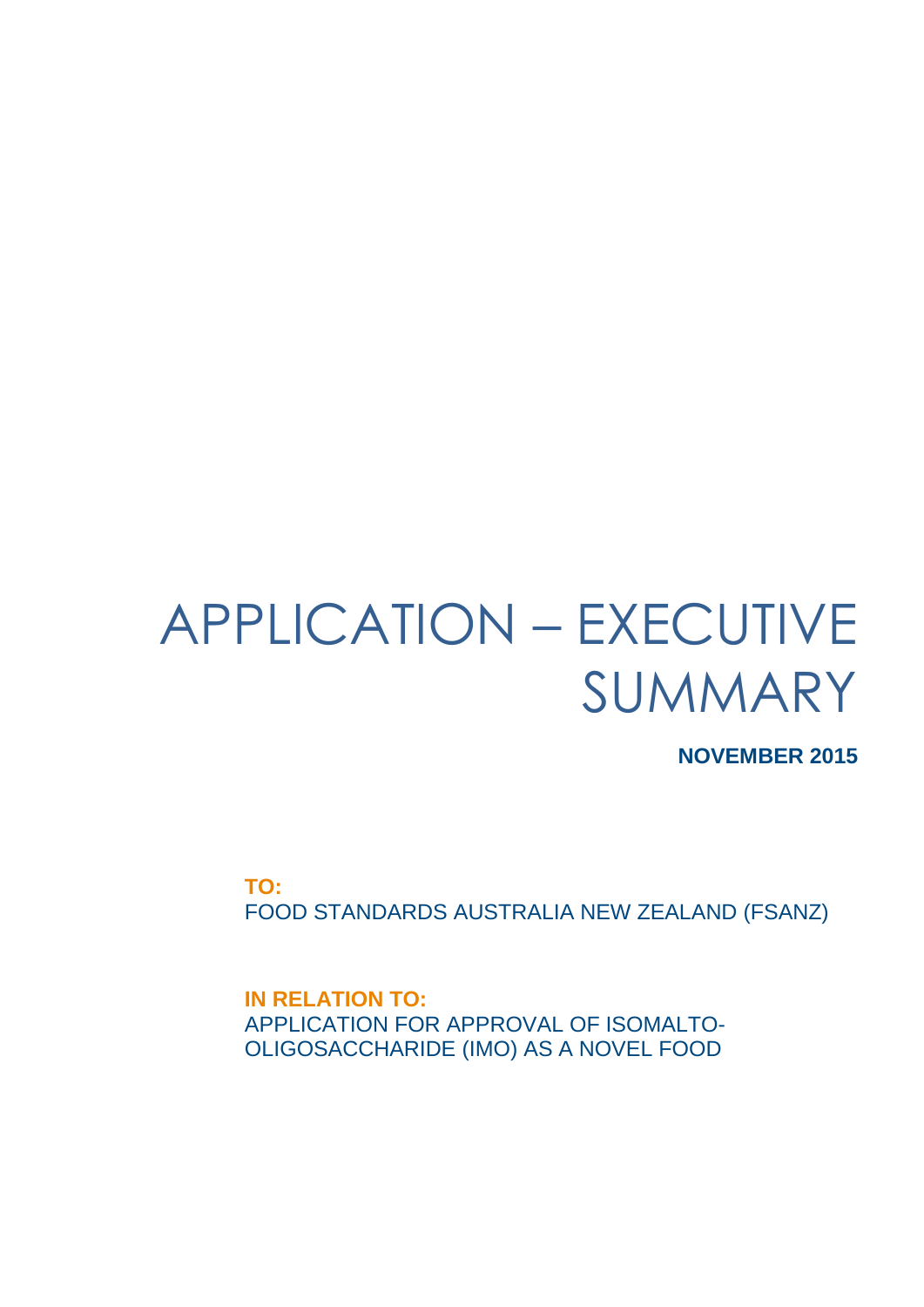# APPLICATION – EXECUTIVE SUMMARY

**NOVEMBER 2015**

**TO:**
FOOD STANDARDS AUSTRALIA NEW ZEALAND (FSANZ)

**IN RELATION TO:**
APPLICATION FOR APPROVAL OF ISOMALTO-OLIGOSACCHARIDE (IMO) AS A NOVEL FOOD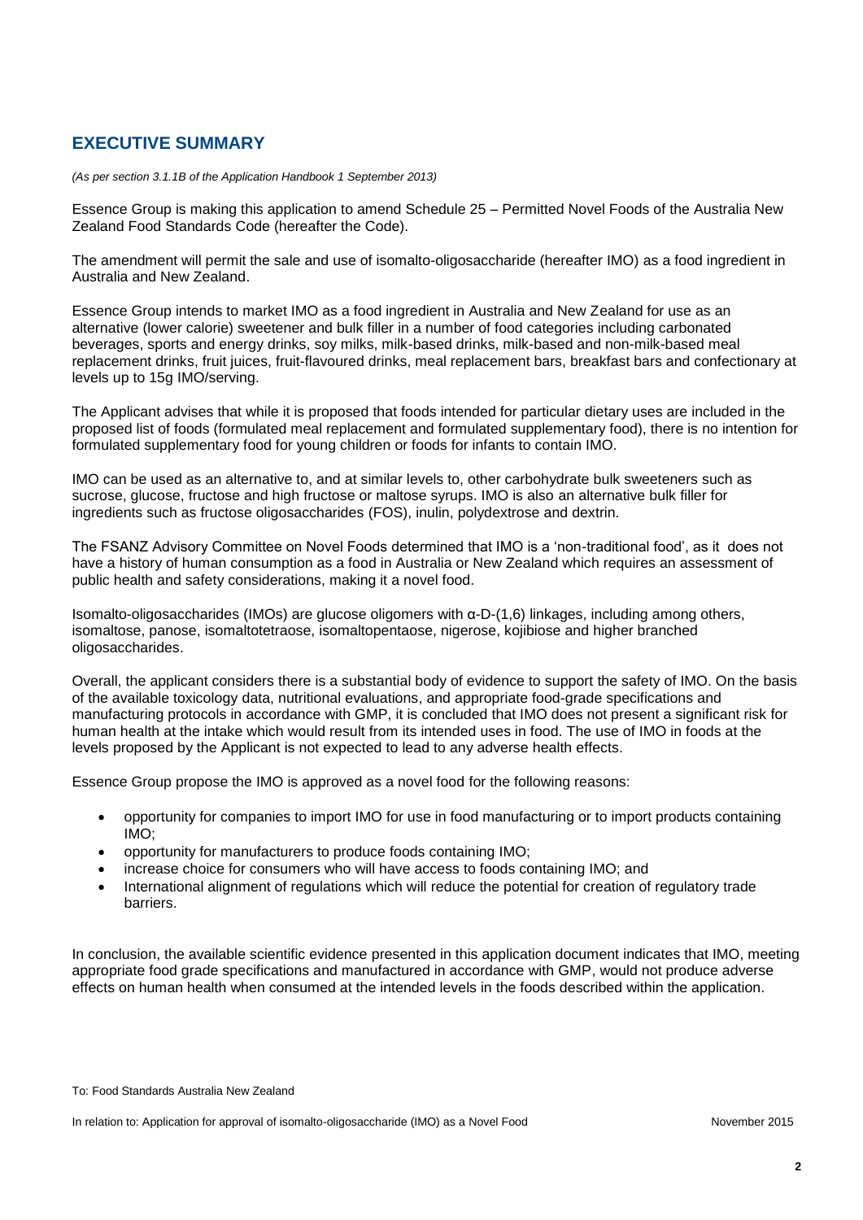## EXECUTIVE SUMMARY

*(As per section 3.1.1B of the Application Handbook 1 September 2013)*

Essence Group is making this application to amend Schedule 25 – Permitted Novel Foods of the Australia New Zealand Food Standards Code (hereafter the Code).

The amendment will permit the sale and use of isomalto-oligosaccharide (hereafter IMO) as a food ingredient in Australia and New Zealand.

Essence Group intends to market IMO as a food ingredient in Australia and New Zealand for use as an alternative (lower calorie) sweetener and bulk filler in a number of food categories including carbonated beverages, sports and energy drinks, soy milks, milk-based drinks, milk-based and non-milk-based meal replacement drinks, fruit juices, fruit-flavoured drinks, meal replacement bars, breakfast bars and confectionary at levels up to 15g IMO/serving.

The Applicant advises that while it is proposed that foods intended for particular dietary uses are included in the proposed list of foods (formulated meal replacement and formulated supplementary food), there is no intention for formulated supplementary food for young children or foods for infants to contain IMO.

IMO can be used as an alternative to, and at similar levels to, other carbohydrate bulk sweeteners such as sucrose, glucose, fructose and high fructose or maltose syrups. IMO is also an alternative bulk filler for ingredients such as fructose oligosaccharides (FOS), inulin, polydextrose and dextrin.

The FSANZ Advisory Committee on Novel Foods determined that IMO is a 'non-traditional food', as it does not have a history of human consumption as a food in Australia or New Zealand which requires an assessment of public health and safety considerations, making it a novel food.

Isomalto-oligosaccharides (IMOs) are glucose oligomers with α-D-(1,6) linkages, including among others, isomaltose, panose, isomaltotetraose, isomaltopentaose, nigerose, kojibiose and higher branched oligosaccharides.

Overall, the applicant considers there is a substantial body of evidence to support the safety of IMO. On the basis of the available toxicology data, nutritional evaluations, and appropriate food-grade specifications and manufacturing protocols in accordance with GMP, it is concluded that IMO does not present a significant risk for human health at the intake which would result from its intended uses in food. The use of IMO in foods at the levels proposed by the Applicant is not expected to lead to any adverse health effects.

Essence Group propose the IMO is approved as a novel food for the following reasons:

- opportunity for companies to import IMO for use in food manufacturing or to import products containing IMO;
- opportunity for manufacturers to produce foods containing IMO;
- increase choice for consumers who will have access to foods containing IMO; and
- International alignment of regulations which will reduce the potential for creation of regulatory trade barriers.

In conclusion, the available scientific evidence presented in this application document indicates that IMO, meeting appropriate food grade specifications and manufactured in accordance with GMP, would not produce adverse effects on human health when consumed at the intended levels in the foods described within the application.